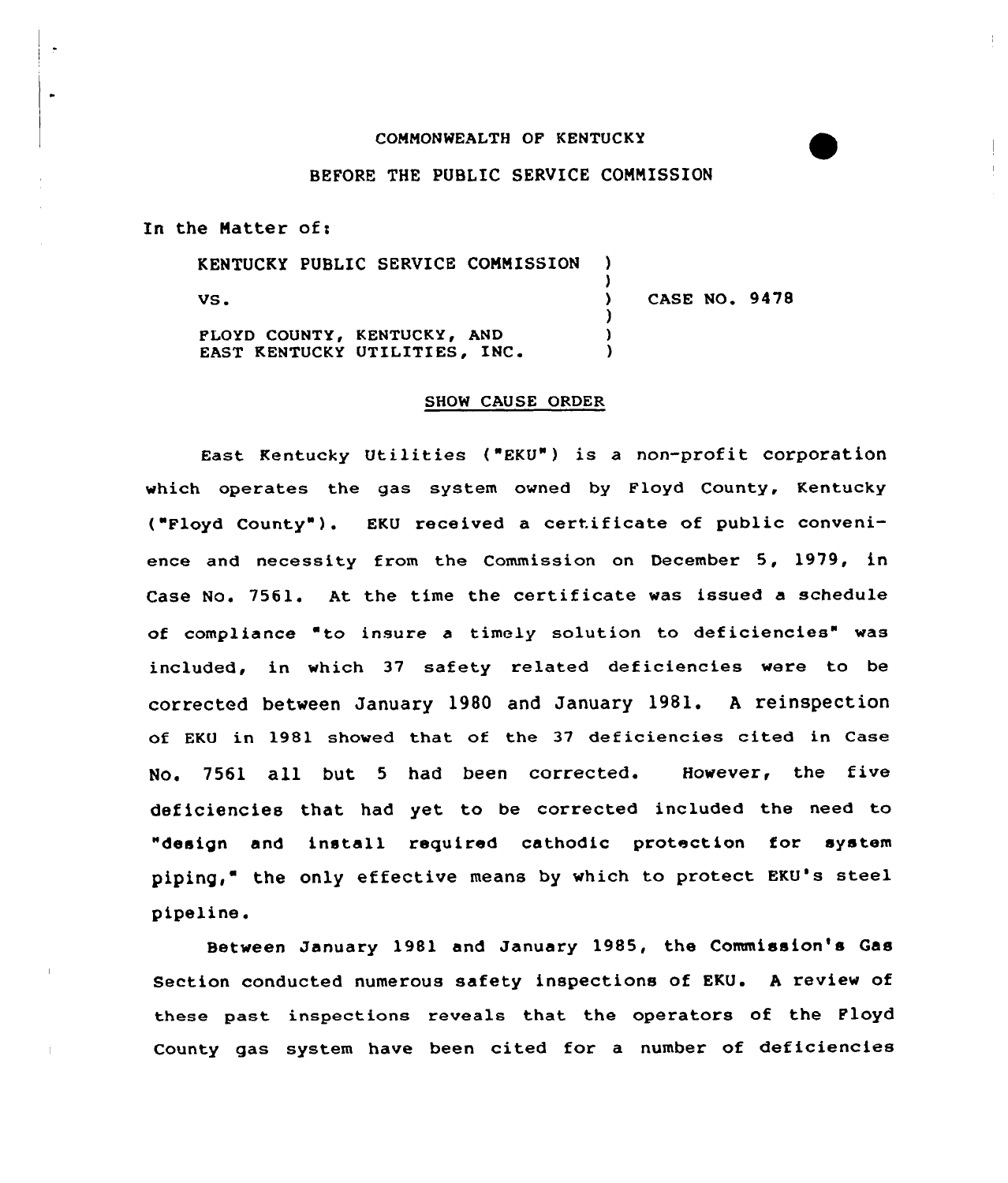COMMONWEALTH OF KENTUCKY

BEFORE THE PUBLIC SERVICE COMMISSION

In the Matter of:

| | | |
|---|---|---|
| KENTUCKY PUBLIC SERVICE COMMISSION | ) | |
| | ) | |
| VS. | ) | CASE NO. 9478 |
| | ) | |
| FLOYD COUNTY, KENTUCKY, AND | ) | |
| EAST KENTUCKY UTILITIES, INC. | ) | |

## SHOW CAUSE ORDER

East Kentucky Utilities ("EKU") is a non-profit corporation which operates the gas system owned by Floyd County, Kentucky ("Floyd County"). EKU received a certificate of public convenience and necessity from the Commission on December 5, 1979, in Case No. 7561. At the time the certificate was issued a schedule of compliance "to insure a timely solution to deficiencies" was included, in which 37 safety related deficiencies were to be corrected between January 1980 and January 1981. A reinspection of EKU in 1981 showed that of the 37 deficiencies cited in Case No. 7561 all but 5 had been corrected. However, the five deficiencies that had yet to be corrected included the need to "design and install required cathodic protection for system piping," the only effective means by which to protect EKU's steel pipeline.

Between January 1981 and January 1985, the Commission's Gas Section conducted numerous safety inspections of EKU. A review of these past inspections reveals that the operators of the Floyd County gas system have been cited for a number of deficiencies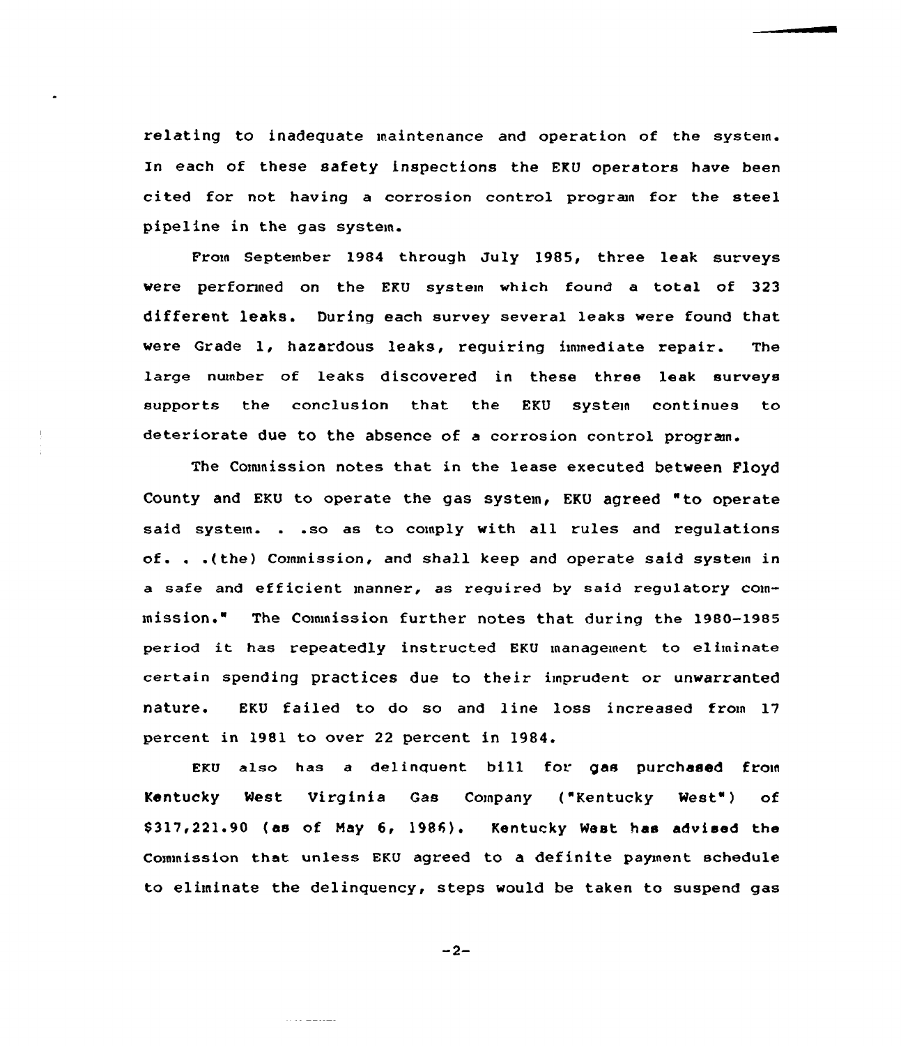relating to inadequate maintenance and operation of the system. In each of these safety inspections the EKU operators have been cited for not having a corrosion control program for the steel pipeline in the gas system.

From September 1984 through July 1985, three leak surveys were performed on the EKU system which found a total of 323 different leaks. During each survey several leaks were found that were Grade 1, hazardous leaks, requiring immediate repair. The large number of leaks discovered in these three leak surveys supports the conclusion that the EKU system continues to deteriorate due to the absence of a corrosion control program.

The Commission notes that in the lease executed between Floyd County and EKU to operate the gas system, EKU agreed "to operate said system. . .so as to comply with all rules and regulations of. . .(the) Commission, and shall keep and operate said system in a safe and efficient manner, as required by said regulatory commission." The Commission further notes that during the 1980-1985 period it has repeatedly instructed EKU management to eliminate certain spending practices due to their imprudent or unwarranted nature. EKU failed to do so and line loss increased from 17 percent in 1981 to over 22 percent in 1984.

EKU also has a delinquent bill for gas purchased from Kentucky West Virginia Gas Company ("Kentucky West") of $317,221.90 (as of May 6, 1986). Kentucky West has advised the Commission that unless EKU agreed to a definite payment schedule to eliminate the delinquency, steps would be taken to suspend gas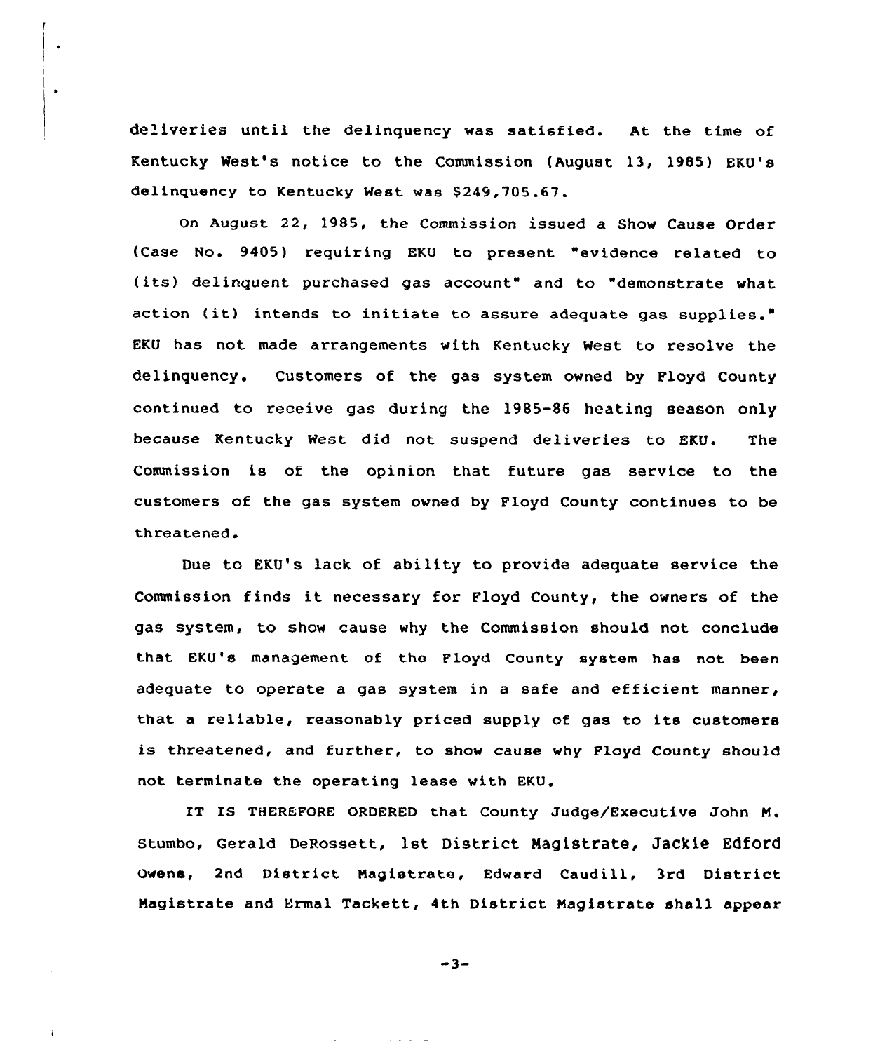deliveries until the delinquency was satisfied. At the time of Kentucky West's notice to the Commission (August 13, 1985) EKU's delinquency to Kentucky West was $249,705.67.

On August 22, 1985, the Commission issued a Show Cause Order (Case No. 9405) requiring EKU to present "evidence related to (its) delinquent purchased gas account" and to "demonstrate what action (it) intends to initiate to assure adequate gas supplies." EKU has not made arrangements with Kentucky West to resolve the delinquency. Customers of the gas system owned by Floyd County continued to receive gas during the 1985-86 heating season only because Kentucky West did not suspend deliveries to EKU. The Commission is of the opinion that future gas service to the customers of the gas system owned by Floyd County continues to be threatened.

Due to EKU's lack of ability to provide adequate service the Commission finds it necessary for Floyd County, the owners of the gas system, to show cause why the Commission should not conclude that EKU's management of the Floyd County system has not been adequate to operate a gas system in a safe and efficient manner, that a reliable, reasonably priced supply of gas to its customers is threatened, and further, to show cause why Floyd County should not terminate the operating lease with EKU.

IT IS THEREFORE ORDERED that County Judge/Executive John M. Stumbo, Gerald DeRossett, 1st District Magistrate, Jackie Edford Owens, 2nd District Magistrate, Edward Caudill, 3rd District Magistrate and Ermal Tackett, 4th District Magistrate shall appear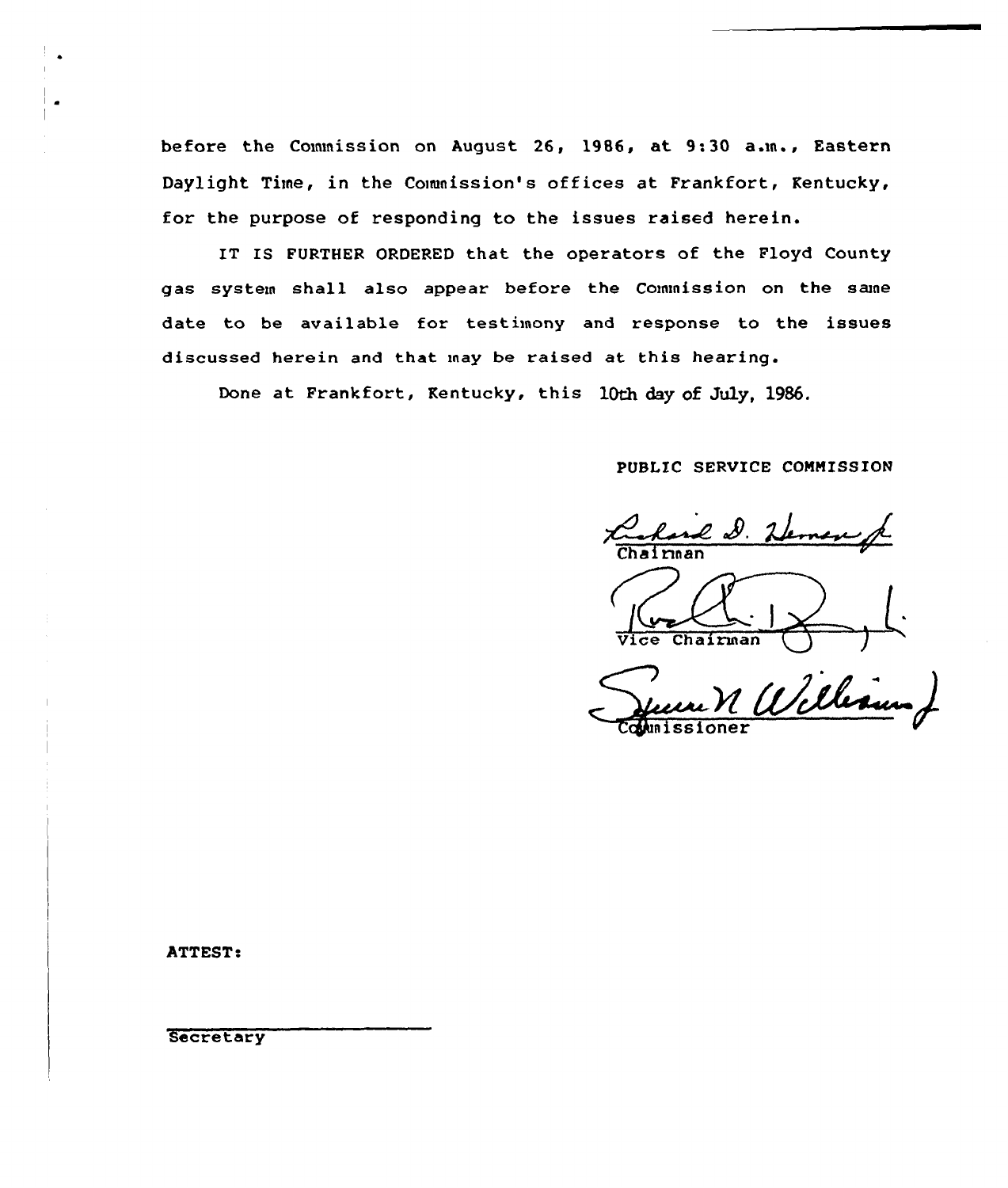before the Commission on August 26, 1986, at 9:30 a.m., Eastern Daylight Time, in the Commission's offices at Frankfort, Kentucky, for the purpose of responding to the issues raised herein.

IT IS FURTHER ORDERED that the operators of the Floyd County gas system shall also appear before the Commission on the same date to be available for testimony and response to the issues discussed herein and that may be raised at this hearing.

Done at Frankfort, Kentucky, this 10th day of July, 1986.

PUBLIC SERVICE COMMISSION

Chairman

Vice Chairman

Commissioner

ATTEST:

Secretary